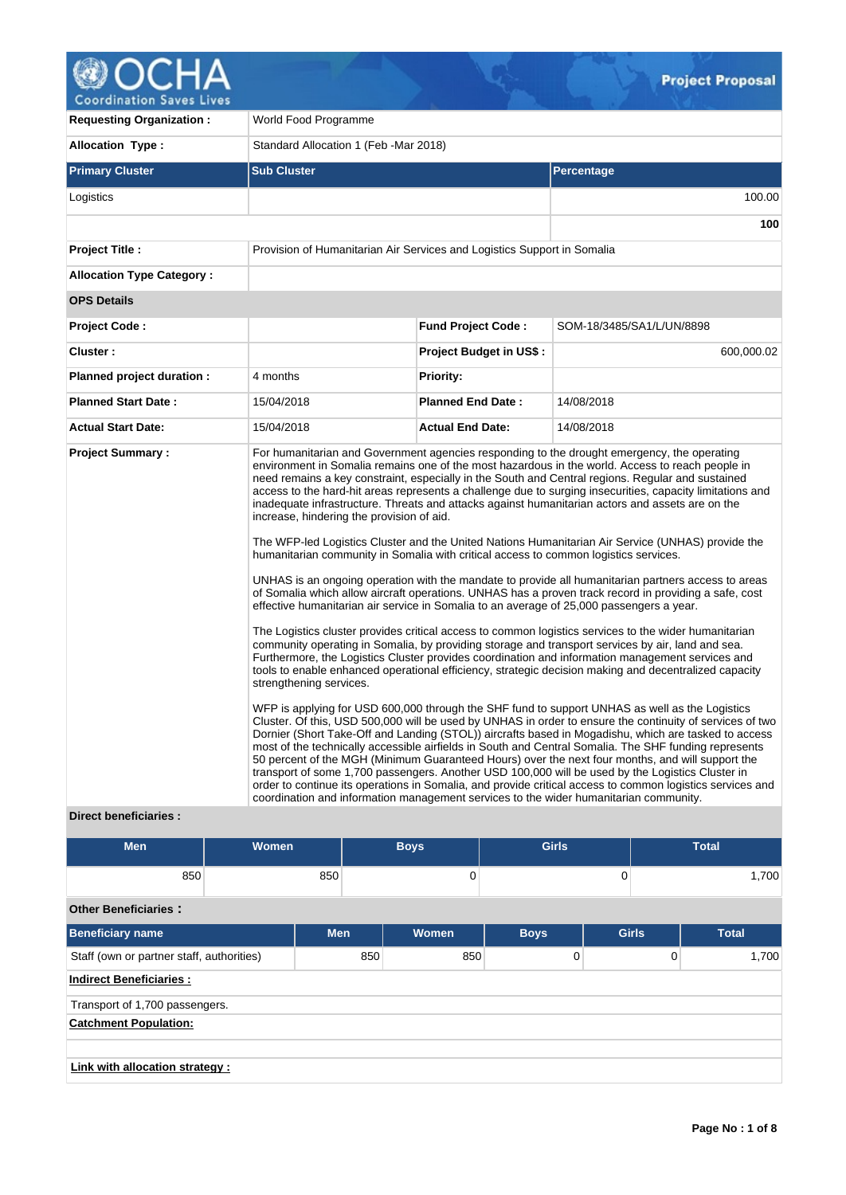# Project Proposal

| | | | |
|---|---|---|---|
| **Requesting Organization :** | World Food Programme | | |
| **Allocation Type :** | Standard Allocation 1 (Feb -Mar 2018) | | |

| Primary Cluster | Sub Cluster | Percentage |
|---|---|---|
| Logistics | | 100.00 |
| | | **100** |

| | | | |
|---|---|---|---|
| **Project Title :** | Provision of Humanitarian Air Services and Logistics Support in Somalia | | |
| **Allocation Type Category :** | | | |
| **OPS Details** | | | |
| **Project Code :** | | **Fund Project Code :** | SOM-18/3485/SA1/L/UN/8898 |
| **Cluster :** | | **Project Budget in US$ :** | 600,000.02 |
| **Planned project duration :** | 4 months | **Priority:** | |
| **Planned Start Date :** | 15/04/2018 | **Planned End Date :** | 14/08/2018 |
| **Actual Start Date:** | 15/04/2018 | **Actual End Date:** | 14/08/2018 |

**Project Summary :**

For humanitarian and Government agencies responding to the drought emergency, the operating environment in Somalia remains one of the most hazardous in the world. Access to reach people in need remains a key constraint, especially in the South and Central regions. Regular and sustained access to the hard-hit areas represents a challenge due to surging insecurities, capacity limitations and inadequate infrastructure. Threats and attacks against humanitarian actors and assets are on the increase, hindering the provision of aid.

The WFP-led Logistics Cluster and the United Nations Humanitarian Air Service (UNHAS) provide the humanitarian community in Somalia with critical access to common logistics services.

UNHAS is an ongoing operation with the mandate to provide all humanitarian partners access to areas of Somalia which allow aircraft operations. UNHAS has a proven track record in providing a safe, cost effective humanitarian air service in Somalia to an average of 25,000 passengers a year.

The Logistics cluster provides critical access to common logistics services to the wider humanitarian community operating in Somalia, by providing storage and transport services by air, land and sea. Furthermore, the Logistics Cluster provides coordination and information management services and tools to enable enhanced operational efficiency, strategic decision making and decentralized capacity strengthening services.

WFP is applying for USD 600,000 through the SHF fund to support UNHAS as well as the Logistics Cluster. Of this, USD 500,000 will be used by UNHAS in order to ensure the continuity of services of two Dornier (Short Take-Off and Landing (STOL)) aircrafts based in Mogadishu, which are tasked to access most of the technically accessible airfields in South and Central Somalia. The SHF funding represents 50 percent of the MGH (Minimum Guaranteed Hours) over the next four months, and will support the transport of some 1,700 passengers. Another USD 100,000 will be used by the Logistics Cluster in order to continue its operations in Somalia, and provide critical access to common logistics services and coordination and information management services to the wider humanitarian community.

**Direct beneficiaries :**

| Men | Women | Boys | Girls | Total |
|---|---|---|---|---|
| 850 | 850 | 0 | 0 | 1,700 |

**Other Beneficiaries :**

| Beneficiary name | Men | Women | Boys | Girls | Total |
|---|---|---|---|---|---|
| Staff (own or partner staff, authorities) | 850 | 850 | 0 | 0 | 1,700 |

**Indirect Beneficiaries :**

Transport of 1,700 passengers.

**Catchment Population:**

**Link with allocation strategy :**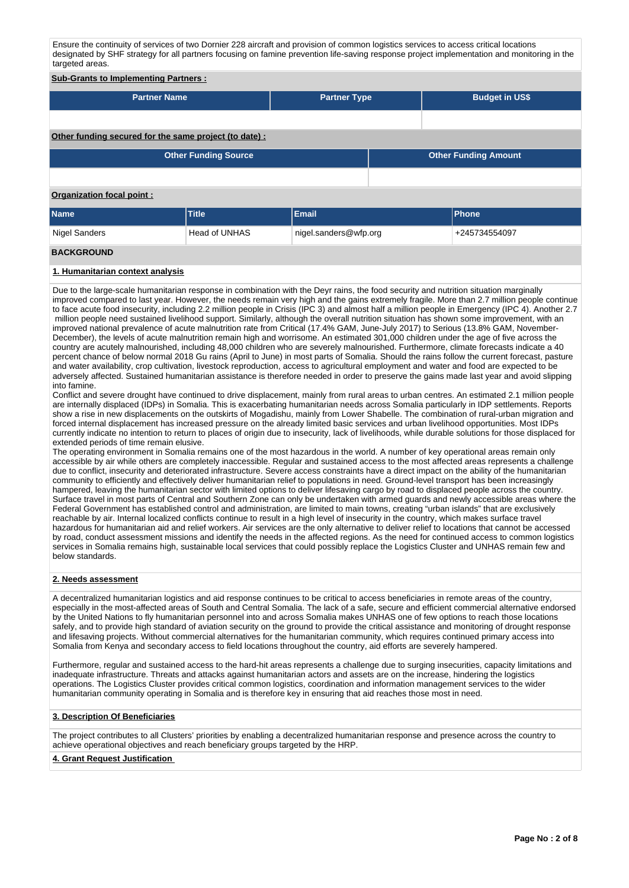Ensure the continuity of services of two Dornier 228 aircraft and provision of common logistics services to access critical locations designated by SHF strategy for all partners focusing on famine prevention life-saving response project implementation and monitoring in the targeted areas.

**Sub-Grants to Implementing Partners :**

| Partner Name | Partner Type | Budget in US$ |
|---|---|---|
| | | |

**Other funding secured for the same project (to date) :**

| Other Funding Source | Other Funding Amount |
|---|---|
| | |

**Organization focal point :**

| Name | Title | Email | Phone |
|---|---|---|---|
| Nigel Sanders | Head of UNHAS | nigel.sanders@wfp.org | +245734554097 |

## BACKGROUND

### 1. Humanitarian context analysis

Due to the large-scale humanitarian response in combination with the Deyr rains, the food security and nutrition situation marginally improved compared to last year. However, the needs remain very high and the gains extremely fragile. More than 2.7 million people continue to face acute food insecurity, including 2.2 million people in Crisis (IPC 3) and almost half a million people in Emergency (IPC 4). Another 2.7 million people need sustained livelihood support. Similarly, although the overall nutrition situation has shown some improvement, with an improved national prevalence of acute malnutrition rate from Critical (17.4% GAM, June-July 2017) to Serious (13.8% GAM, November-December), the levels of acute malnutrition remain high and worrisome. An estimated 301,000 children under the age of five across the country are acutely malnourished, including 48,000 children who are severely malnourished. Furthermore, climate forecasts indicate a 40 percent chance of below normal 2018 Gu rains (April to June) in most parts of Somalia. Should the rains follow the current forecast, pasture and water availability, crop cultivation, livestock reproduction, access to agricultural employment and water and food are expected to be adversely affected. Sustained humanitarian assistance is therefore needed in order to preserve the gains made last year and avoid slipping into famine.
Conflict and severe drought have continued to drive displacement, mainly from rural areas to urban centres. An estimated 2.1 million people are internally displaced (IDPs) in Somalia. This is exacerbating humanitarian needs across Somalia particularly in IDP settlements. Reports show a rise in new displacements on the outskirts of Mogadishu, mainly from Lower Shabelle. The combination of rural-urban migration and forced internal displacement has increased pressure on the already limited basic services and urban livelihood opportunities. Most IDPs currently indicate no intention to return to places of origin due to insecurity, lack of livelihoods, while durable solutions for those displaced for extended periods of time remain elusive.
The operating environment in Somalia remains one of the most hazardous in the world. A number of key operational areas remain only accessible by air while others are completely inaccessible. Regular and sustained access to the most affected areas represents a challenge due to conflict, insecurity and deteriorated infrastructure. Severe access constraints have a direct impact on the ability of the humanitarian community to efficiently and effectively deliver humanitarian relief to populations in need. Ground-level transport has been increasingly hampered, leaving the humanitarian sector with limited options to deliver lifesaving cargo by road to displaced people across the country. Surface travel in most parts of Central and Southern Zone can only be undertaken with armed guards and newly accessible areas where the Federal Government has established control and administration, are limited to main towns, creating “urban islands” that are exclusively reachable by air. Internal localized conflicts continue to result in a high level of insecurity in the country, which makes surface travel hazardous for humanitarian aid and relief workers. Air services are the only alternative to deliver relief to locations that cannot be accessed by road, conduct assessment missions and identify the needs in the affected regions. As the need for continued access to common logistics services in Somalia remains high, sustainable local services that could possibly replace the Logistics Cluster and UNHAS remain few and below standards.

### 2. Needs assessment

A decentralized humanitarian logistics and aid response continues to be critical to access beneficiaries in remote areas of the country, especially in the most-affected areas of South and Central Somalia. The lack of a safe, secure and efficient commercial alternative endorsed by the United Nations to fly humanitarian personnel into and across Somalia makes UNHAS one of few options to reach those locations safely, and to provide high standard of aviation security on the ground to provide the critical assistance and monitoring of drought response and lifesaving projects. Without commercial alternatives for the humanitarian community, which requires continued primary access into Somalia from Kenya and secondary access to field locations throughout the country, aid efforts are severely hampered.

Furthermore, regular and sustained access to the hard-hit areas represents a challenge due to surging insecurities, capacity limitations and inadequate infrastructure. Threats and attacks against humanitarian actors and assets are on the increase, hindering the logistics operations. The Logistics Cluster provides critical common logistics, coordination and information management services to the wider humanitarian community operating in Somalia and is therefore key in ensuring that aid reaches those most in need.

### 3. Description Of Beneficiaries

The project contributes to all Clusters' priorities by enabling a decentralized humanitarian response and presence across the country to achieve operational objectives and reach beneficiary groups targeted by the HRP.

### 4. Grant Request Justification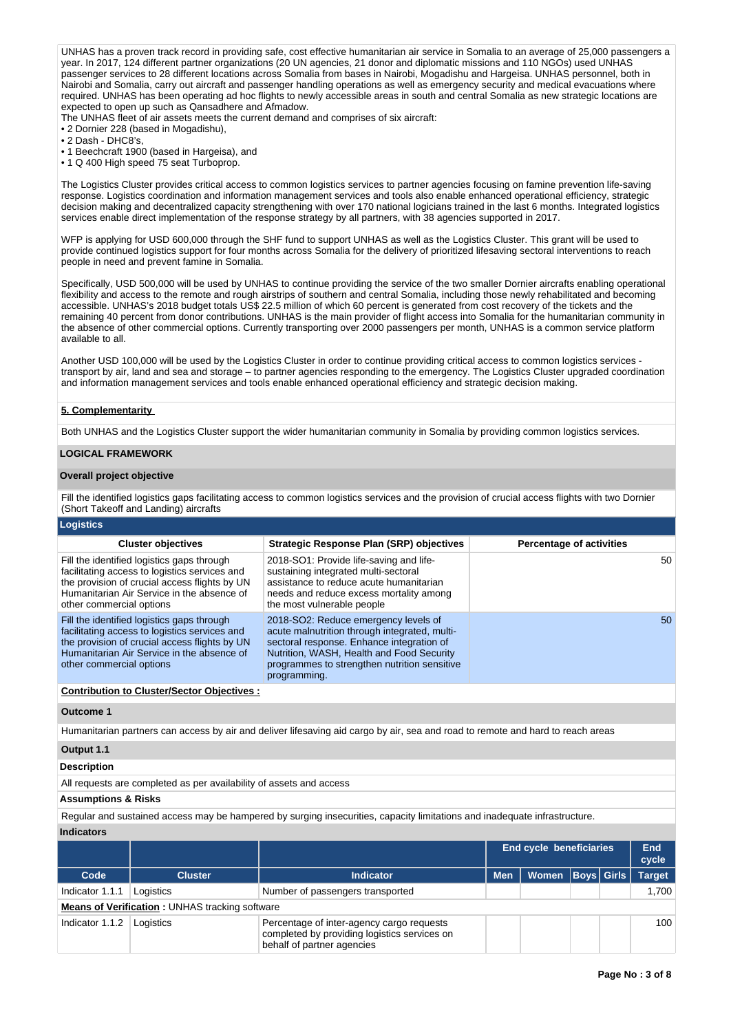UNHAS has a proven track record in providing safe, cost effective humanitarian air service in Somalia to an average of 25,000 passengers a year. In 2017, 124 different partner organizations (20 UN agencies, 21 donor and diplomatic missions and 110 NGOs) used UNHAS passenger services to 28 different locations across Somalia from bases in Nairobi, Mogadishu and Hargeisa. UNHAS personnel, both in Nairobi and Somalia, carry out aircraft and passenger handling operations as well as emergency security and medical evacuations where required. UNHAS has been operating ad hoc flights to newly accessible areas in south and central Somalia as new strategic locations are expected to open up such as Qansadhere and Afmadow.
The UNHAS fleet of air assets meets the current demand and comprises of six aircraft:
• 2 Dornier 228 (based in Mogadishu),
• 2 Dash - DHC8's,
• 1 Beechcraft 1900 (based in Hargeisa), and
• 1 Q 400 High speed 75 seat Turboprop.

The Logistics Cluster provides critical access to common logistics services to partner agencies focusing on famine prevention life-saving response. Logistics coordination and information management services and tools also enable enhanced operational efficiency, strategic decision making and decentralized capacity strengthening with over 170 national logicians trained in the last 6 months. Integrated logistics services enable direct implementation of the response strategy by all partners, with 38 agencies supported in 2017.

WFP is applying for USD 600,000 through the SHF fund to support UNHAS as well as the Logistics Cluster. This grant will be used to provide continued logistics support for four months across Somalia for the delivery of prioritized lifesaving sectoral interventions to reach people in need and prevent famine in Somalia.

Specifically, USD 500,000 will be used by UNHAS to continue providing the service of the two smaller Dornier aircrafts enabling operational flexibility and access to the remote and rough airstrips of southern and central Somalia, including those newly rehabilitated and becoming accessible. UNHAS's 2018 budget totals US$ 22.5 million of which 60 percent is generated from cost recovery of the tickets and the remaining 40 percent from donor contributions. UNHAS is the main provider of flight access into Somalia for the humanitarian community in the absence of other commercial options. Currently transporting over 2000 passengers per month, UNHAS is a common service platform available to all.

Another USD 100,000 will be used by the Logistics Cluster in order to continue providing critical access to common logistics services - transport by air, land and sea and storage – to partner agencies responding to the emergency. The Logistics Cluster upgraded coordination and information management services and tools enable enhanced operational efficiency and strategic decision making.

**5. Complementarity**

Both UNHAS and the Logistics Cluster support the wider humanitarian community in Somalia by providing common logistics services.

**LOGICAL FRAMEWORK**

**Overall project objective**

Fill the identified logistics gaps facilitating access to common logistics services and the provision of crucial access flights with two Dornier (Short Takeoff and Landing) aircrafts

**Logistics**

| Cluster objectives | Strategic Response Plan (SRP) objectives | Percentage of activities |
|---|---|---|
| Fill the identified logistics gaps through facilitating access to logistics services and the provision of crucial access flights by UN Humanitarian Air Service in the absence of other commercial options | 2018-SO1: Provide life-saving and life-sustaining integrated multi-sectoral assistance to reduce acute humanitarian needs and reduce excess mortality among the most vulnerable people | 50 |
| Fill the identified logistics gaps through facilitating access to logistics services and the provision of crucial access flights by UN Humanitarian Air Service in the absence of other commercial options | 2018-SO2: Reduce emergency levels of acute malnutrition through integrated, multi-sectoral response. Enhance integration of Nutrition, WASH, Health and Food Security programmes to strengthen nutrition sensitive programming. | 50 |

**Contribution to Cluster/Sector Objectives :**

**Outcome 1**

Humanitarian partners can access by air and deliver lifesaving aid cargo by air, sea and road to remote and hard to reach areas

**Output 1.1**

**Description**

All requests are completed as per availability of assets and access

**Assumptions & Risks**

Regular and sustained access may be hampered by surging insecurities, capacity limitations and inadequate infrastructure.

**Indicators**

| | | | End cycle beneficiaries | | | | End cycle |
|---|---|---|---|---|---|---|---|
| **Code** | **Cluster** | **Indicator** | **Men** | **Women** | **Boys** | **Girls** | **Target** |
| Indicator 1.1.1 | Logistics | Number of passengers transported | | | | | 1,700 |
| **Means of Verification :** UNHAS tracking software | | | | | | | |
| Indicator 1.1.2 | Logistics | Percentage of inter-agency cargo requests completed by providing logistics services on behalf of partner agencies | | | | | 100 |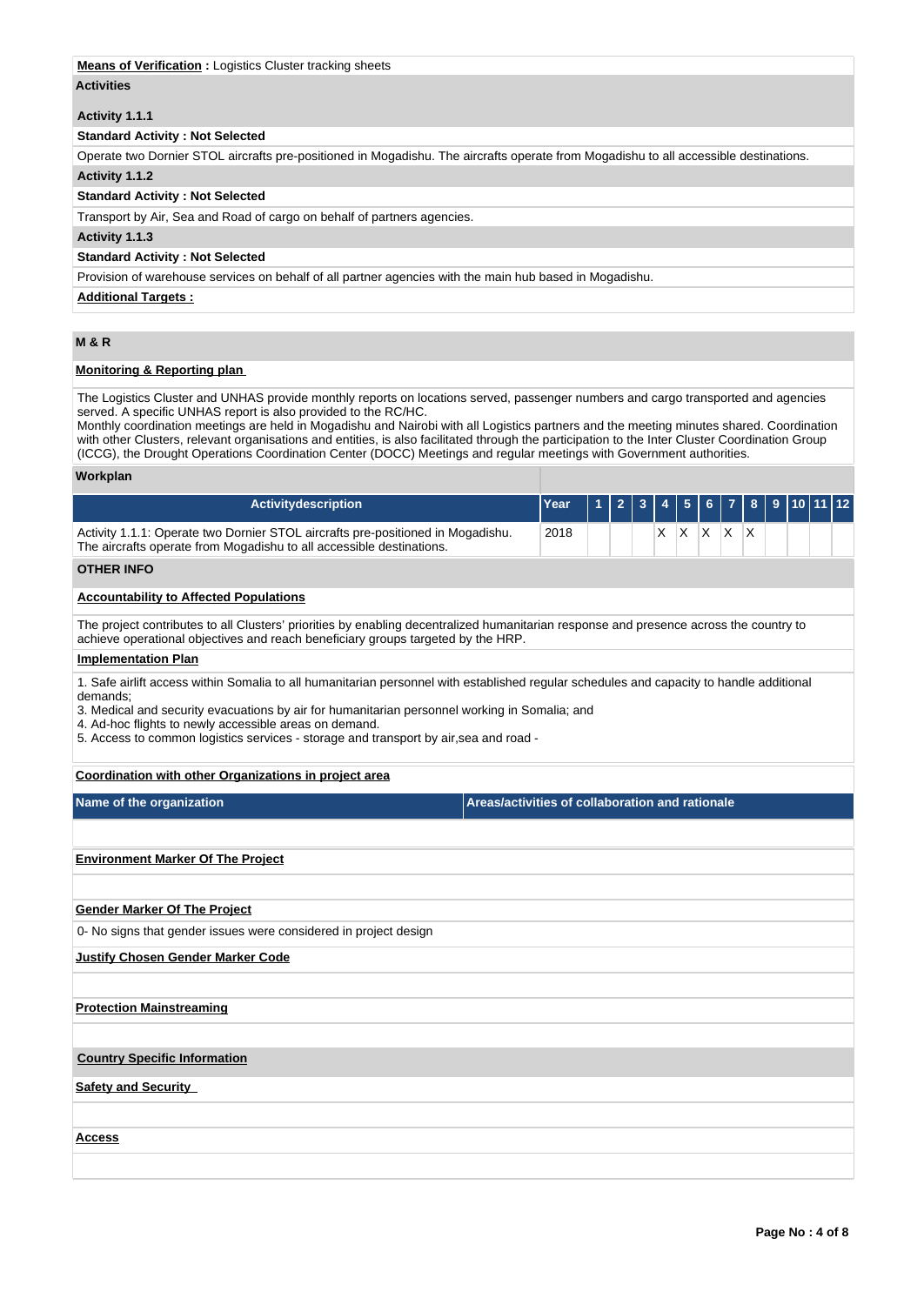**Means of Verification :** Logistics Cluster tracking sheets

**Activities**

**Activity 1.1.1**

**Standard Activity : Not Selected**

Operate two Dornier STOL aircrafts pre-positioned in Mogadishu. The aircrafts operate from Mogadishu to all accessible destinations.

**Activity 1.1.2**

**Standard Activity : Not Selected**

Transport by Air, Sea and Road of cargo on behalf of partners agencies.

**Activity 1.1.3**

**Standard Activity : Not Selected**

Provision of warehouse services on behalf of all partner agencies with the main hub based in Mogadishu.

**Additional Targets :**

## M & R

**Monitoring & Reporting plan**

The Logistics Cluster and UNHAS provide monthly reports on locations served, passenger numbers and cargo transported and agencies served. A specific UNHAS report is also provided to the RC/HC.
Monthly coordination meetings are held in Mogadishu and Nairobi with all Logistics partners and the meeting minutes shared. Coordination with other Clusters, relevant organisations and entities, is also facilitated through the participation to the Inter Cluster Coordination Group (ICCG), the Drought Operations Coordination Center (DOCC) Meetings and regular meetings with Government authorities.

**Workplan**

| Activitydescription | Year | 1 | 2 | 3 | 4 | 5 | 6 | 7 | 8 | 9 | 10 | 11 | 12 |
|---|---|---|---|---|---|---|---|---|---|---|---|---|---|
| Activity 1.1.1: Operate two Dornier STOL aircrafts pre-positioned in Mogadishu. The aircrafts operate from Mogadishu to all accessible destinations. | 2018 | | | | X | X | X | X | X | | | | |

## OTHER INFO

**Accountability to Affected Populations**

The project contributes to all Clusters' priorities by enabling decentralized humanitarian response and presence across the country to achieve operational objectives and reach beneficiary groups targeted by the HRP.

**Implementation Plan**

1. Safe airlift access within Somalia to all humanitarian personnel with established regular schedules and capacity to handle additional demands;
3. Medical and security evacuations by air for humanitarian personnel working in Somalia; and
4. Ad-hoc flights to newly accessible areas on demand.
5. Access to common logistics services - storage and transport by air,sea and road -

**Coordination with other Organizations in project area**

| Name of the organization | Areas/activities of collaboration and rationale |
|---|---|
| | |

**Environment Marker Of The Project**

**Gender Marker Of The Project**

0- No signs that gender issues were considered in project design

**Justify Chosen Gender Marker Code**

**Protection Mainstreaming**

**Country Specific Information**

**Safety and Security**

**Access**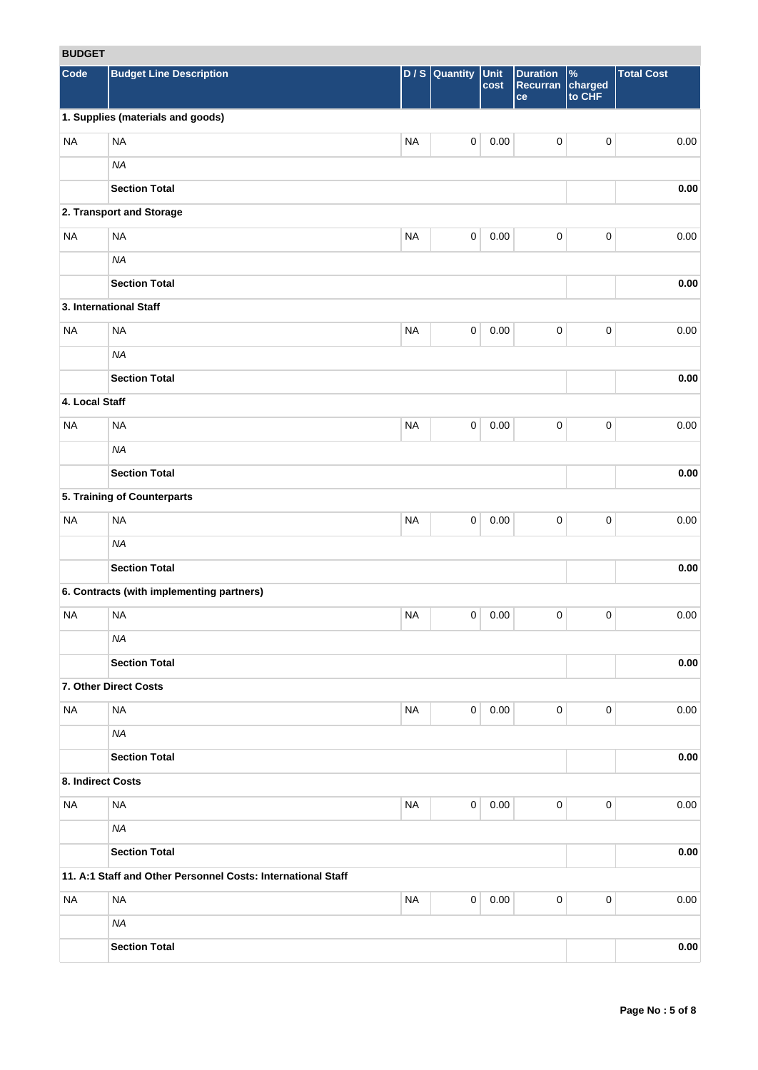## BUDGET

| Code | Budget Line Description | D / S | Quantity | Unit cost | Duration Recurrance | % charged to CHF | Total Cost |
|---|---|---|---|---|---|---|---|
| **1. Supplies (materials and goods)** | | | | | | | |
| NA | NA | NA | 0 | 0.00 | 0 | 0 | 0.00 |
| | *NA* | | | | | | |
| | **Section Total** | | | | | | **0.00** |
| **2. Transport and Storage** | | | | | | | |
| NA | NA | NA | 0 | 0.00 | 0 | 0 | 0.00 |
| | *NA* | | | | | | |
| | **Section Total** | | | | | | **0.00** |
| **3. International Staff** | | | | | | | |
| NA | NA | NA | 0 | 0.00 | 0 | 0 | 0.00 |
| | *NA* | | | | | | |
| | **Section Total** | | | | | | **0.00** |
| **4. Local Staff** | | | | | | | |
| NA | NA | NA | 0 | 0.00 | 0 | 0 | 0.00 |
| | *NA* | | | | | | |
| | **Section Total** | | | | | | **0.00** |
| **5. Training of Counterparts** | | | | | | | |
| NA | NA | NA | 0 | 0.00 | 0 | 0 | 0.00 |
| | *NA* | | | | | | |
| | **Section Total** | | | | | | **0.00** |
| **6. Contracts (with implementing partners)** | | | | | | | |
| NA | NA | NA | 0 | 0.00 | 0 | 0 | 0.00 |
| | *NA* | | | | | | |
| | **Section Total** | | | | | | **0.00** |
| **7. Other Direct Costs** | | | | | | | |
| NA | NA | NA | 0 | 0.00 | 0 | 0 | 0.00 |
| | *NA* | | | | | | |
| | **Section Total** | | | | | | **0.00** |
| **8. Indirect Costs** | | | | | | | |
| NA | NA | NA | 0 | 0.00 | 0 | 0 | 0.00 |
| | *NA* | | | | | | |
| | **Section Total** | | | | | | **0.00** |
| **11. A:1 Staff and Other Personnel Costs: International Staff** | | | | | | | |
| NA | NA | NA | 0 | 0.00 | 0 | 0 | 0.00 |
| | *NA* | | | | | | |
| | **Section Total** | | | | | | **0.00** |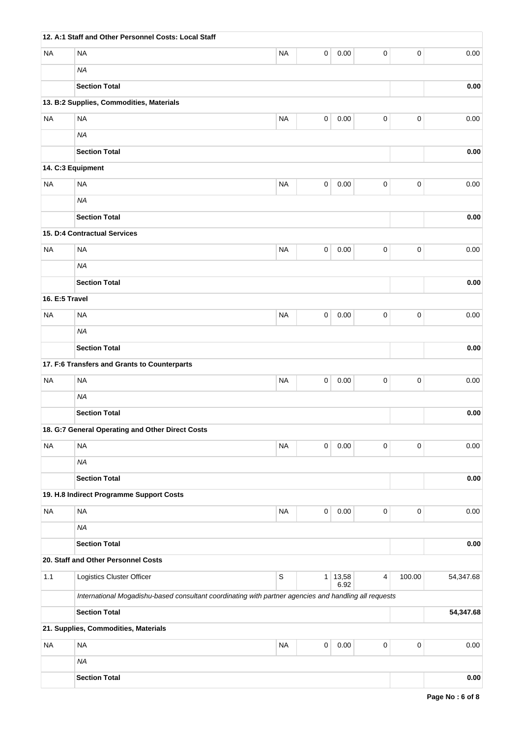| | | | | | | | |
|---|---|---|---|---|---|---|---|
| **12. A:1 Staff and Other Personnel Costs: Local Staff** | | | | | | | |
| NA | NA | NA | 0 | 0.00 | 0 | 0 | 0.00 |
| | *NA* | | | | | | |
| | **Section Total** | | | | | | **0.00** |
| **13. B:2 Supplies, Commodities, Materials** | | | | | | | |
| NA | NA | NA | 0 | 0.00 | 0 | 0 | 0.00 |
| | *NA* | | | | | | |
| | **Section Total** | | | | | | **0.00** |
| **14. C:3 Equipment** | | | | | | | |
| NA | NA | NA | 0 | 0.00 | 0 | 0 | 0.00 |
| | *NA* | | | | | | |
| | **Section Total** | | | | | | **0.00** |
| **15. D:4 Contractual Services** | | | | | | | |
| NA | NA | NA | 0 | 0.00 | 0 | 0 | 0.00 |
| | *NA* | | | | | | |
| | **Section Total** | | | | | | **0.00** |
| **16. E:5 Travel** | | | | | | | |
| NA | NA | NA | 0 | 0.00 | 0 | 0 | 0.00 |
| | *NA* | | | | | | |
| | **Section Total** | | | | | | **0.00** |
| **17. F:6 Transfers and Grants to Counterparts** | | | | | | | |
| NA | NA | NA | 0 | 0.00 | 0 | 0 | 0.00 |
| | *NA* | | | | | | |
| | **Section Total** | | | | | | **0.00** |
| **18. G:7 General Operating and Other Direct Costs** | | | | | | | |
| NA | NA | NA | 0 | 0.00 | 0 | 0 | 0.00 |
| | *NA* | | | | | | |
| | **Section Total** | | | | | | **0.00** |
| **19. H.8 Indirect Programme Support Costs** | | | | | | | |
| NA | NA | NA | 0 | 0.00 | 0 | 0 | 0.00 |
| | *NA* | | | | | | |
| | **Section Total** | | | | | | **0.00** |
| **20. Staff and Other Personnel Costs** | | | | | | | |
| 1.1 | Logistics Cluster Officer | S | 1 | 13,586.92 | 4 | 100.00 | 54,347.68 |
| | *International Mogadishu-based consultant coordinating with partner agencies and handling all requests* | | | | | | |
| | **Section Total** | | | | | | **54,347.68** |
| **21. Supplies, Commodities, Materials** | | | | | | | |
| NA | NA | NA | 0 | 0.00 | 0 | 0 | 0.00 |
| | *NA* | | | | | | |
| | **Section Total** | | | | | | **0.00** |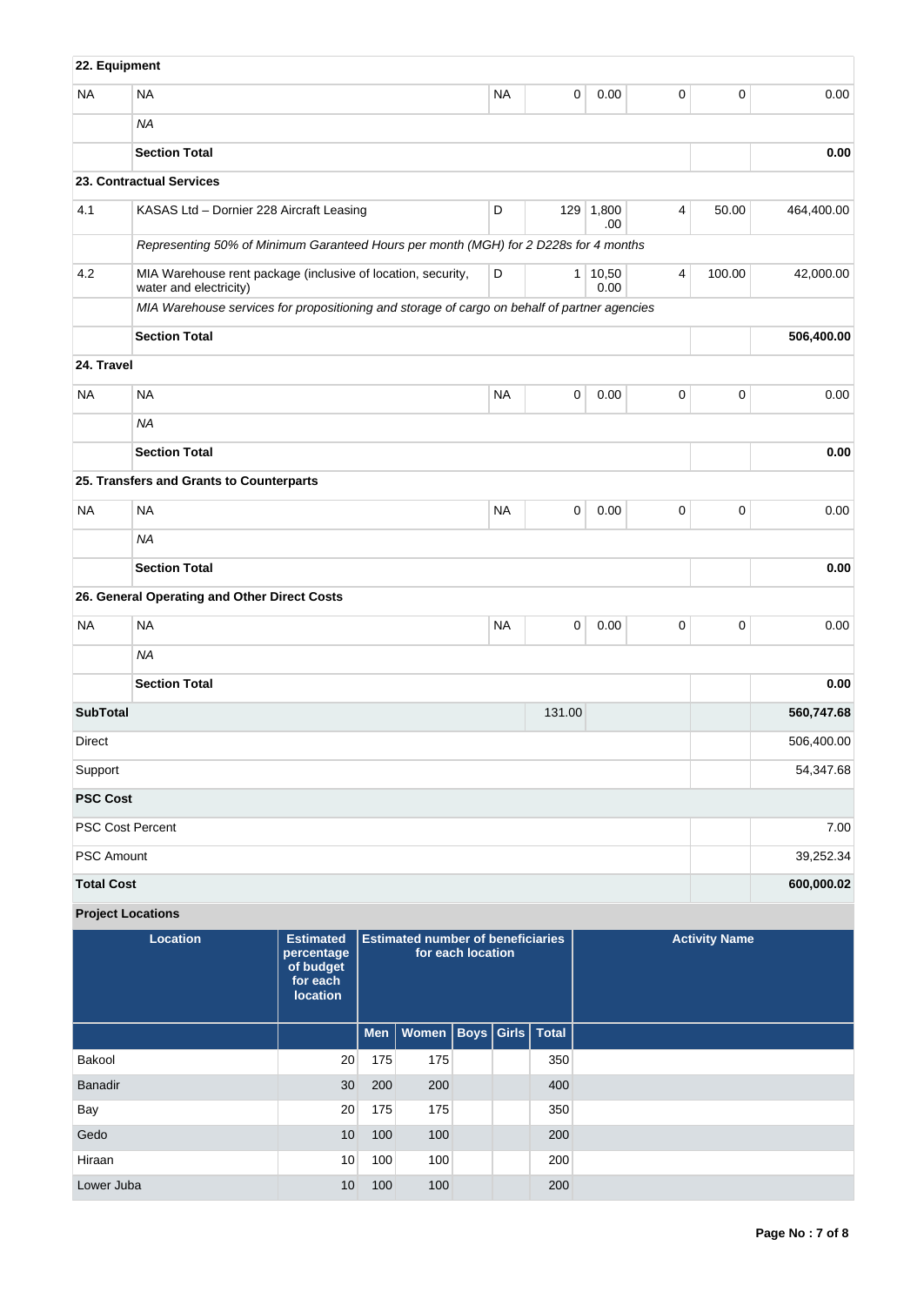| | | | | | | | |
|---|---|---|---|---|---|---|---|
| **22. Equipment** | | | | | | | |
| NA | NA | NA | 0 | 0.00 | 0 | 0 | 0.00 |
| | *NA* | | | | | | |
| | **Section Total** | | | | | | **0.00** |
| **23. Contractual Services** | | | | | | | |
| 4.1 | KASAS Ltd – Dornier 228 Aircraft Leasing | D | 129 | 1,800.00 | 4 | 50.00 | 464,400.00 |
| | *Representing 50% of Minimum Garanteed Hours per month (MGH) for 2 D228s for 4 months* | | | | | | |
| 4.2 | MIA Warehouse rent package (inclusive of location, security, water and electricity) | D | 1 | 10,500.00 | 4 | 100.00 | 42,000.00 |
| | *MIA Warehouse services for propositioning and storage of cargo on behalf of partner agencies* | | | | | | |
| | **Section Total** | | | | | | **506,400.00** |
| **24. Travel** | | | | | | | |
| NA | NA | NA | 0 | 0.00 | 0 | 0 | 0.00 |
| | *NA* | | | | | | |
| | **Section Total** | | | | | | **0.00** |
| **25. Transfers and Grants to Counterparts** | | | | | | | |
| NA | NA | NA | 0 | 0.00 | 0 | 0 | 0.00 |
| | *NA* | | | | | | |
| | **Section Total** | | | | | | **0.00** |
| **26. General Operating and Other Direct Costs** | | | | | | | |
| NA | NA | NA | 0 | 0.00 | 0 | 0 | 0.00 |
| | *NA* | | | | | | |
| | **Section Total** | | | | | | **0.00** |
| **SubTotal** | | | 131.00 | | | | **560,747.68** |
| Direct | | | | | | | 506,400.00 |
| Support | | | | | | | 54,347.68 |
| **PSC Cost** | | | | | | | |
| PSC Cost Percent | | | | | | | 7.00 |
| PSC Amount | | | | | | | 39,252.34 |
| **Total Cost** | | | | | | | **600,000.02** |

**Project Locations**

| Location | Estimated percentage of budget for each location | Estimated number of beneficiaries for each location | | | | | Activity Name |
|---|---|---|---|---|---|---|---|
| | | Men | Women | Boys | Girls | Total | |
| Bakool | 20 | 175 | 175 | | | 350 | |
| Banadir | 30 | 200 | 200 | | | 400 | |
| Bay | 20 | 175 | 175 | | | 350 | |
| Gedo | 10 | 100 | 100 | | | 200 | |
| Hiraan | 10 | 100 | 100 | | | 200 | |
| Lower Juba | 10 | 100 | 100 | | | 200 | |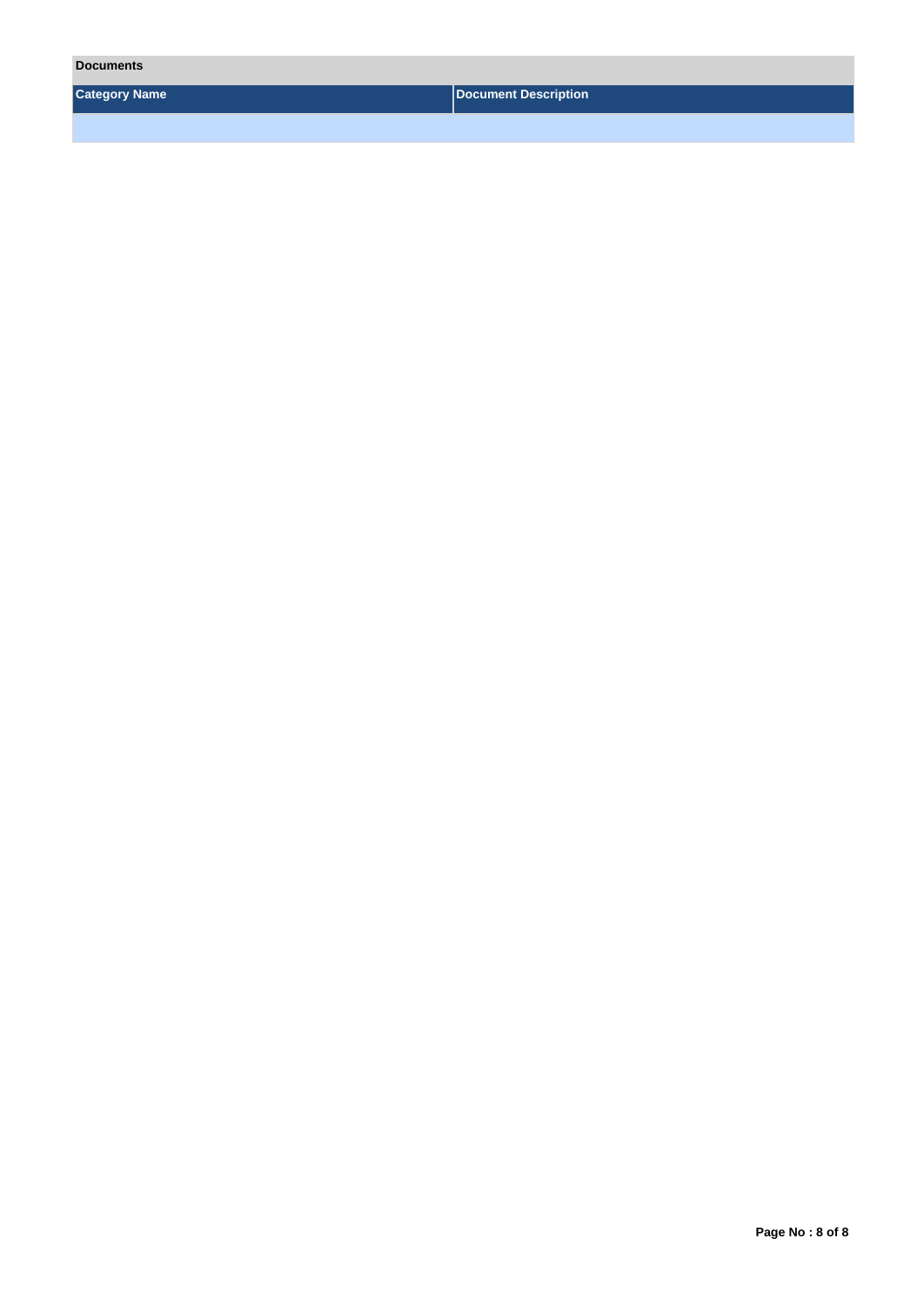**Documents**

| Category Name | Document Description |
| --- | --- |
| | |